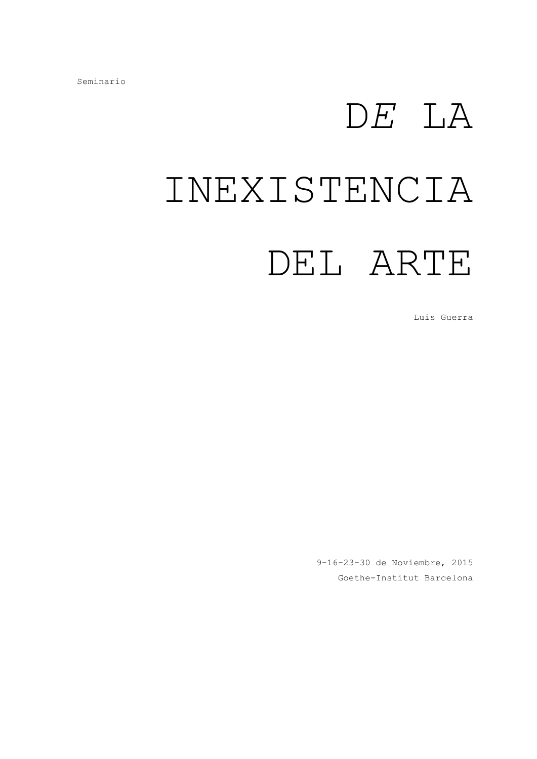Seminario

# D*E* LA INEXISTENCIA DEL ARTE

Luis Guerra

9-16-23-30 de Noviembre, 2015

Goethe-Institut Barcelona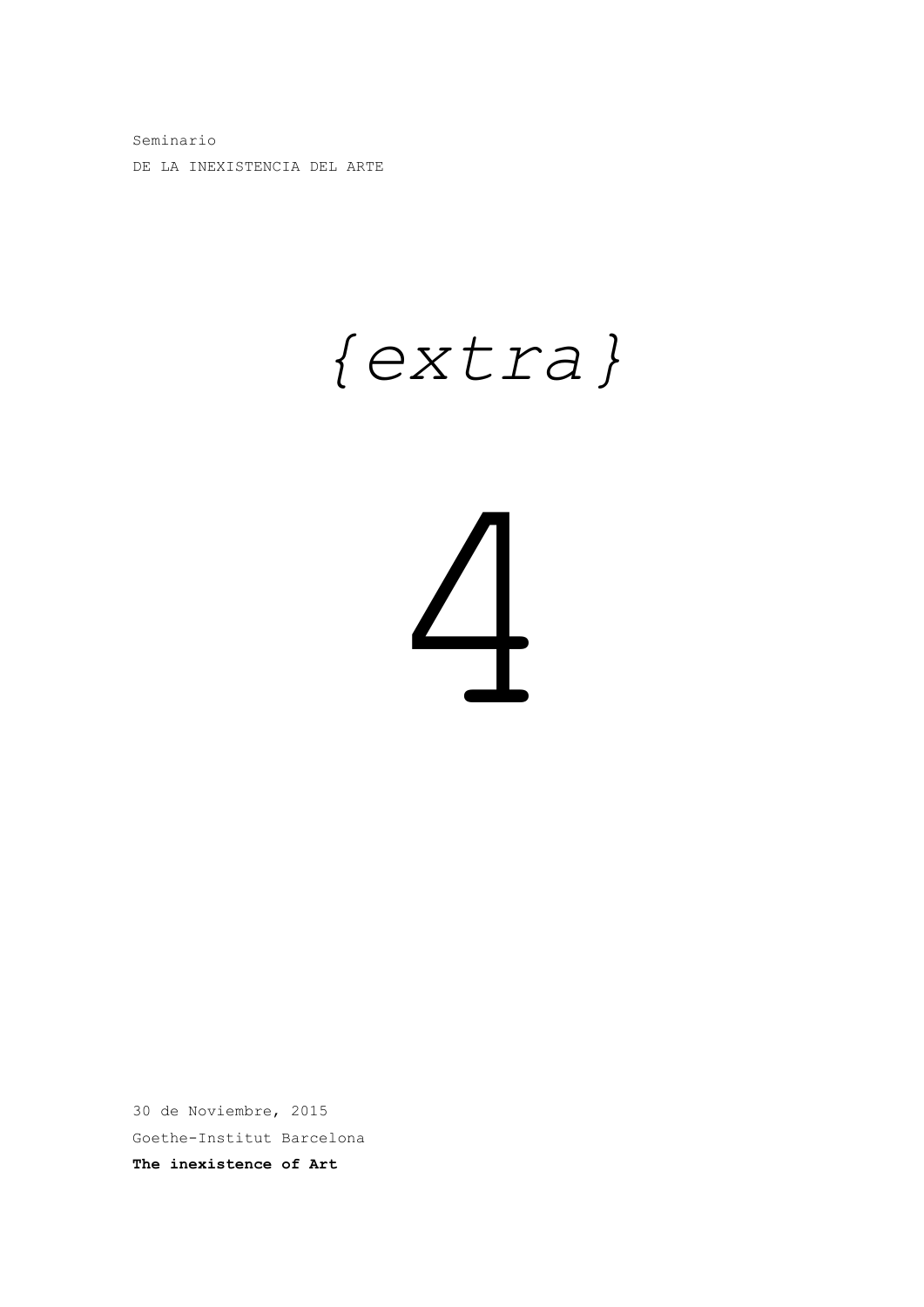Seminario

DE LA INEXISTENCIA DEL ARTE

# *{extra}*

# 4

30 de Noviembre, 2015

Goethe-Institut Barcelona

**The inexistence of Art**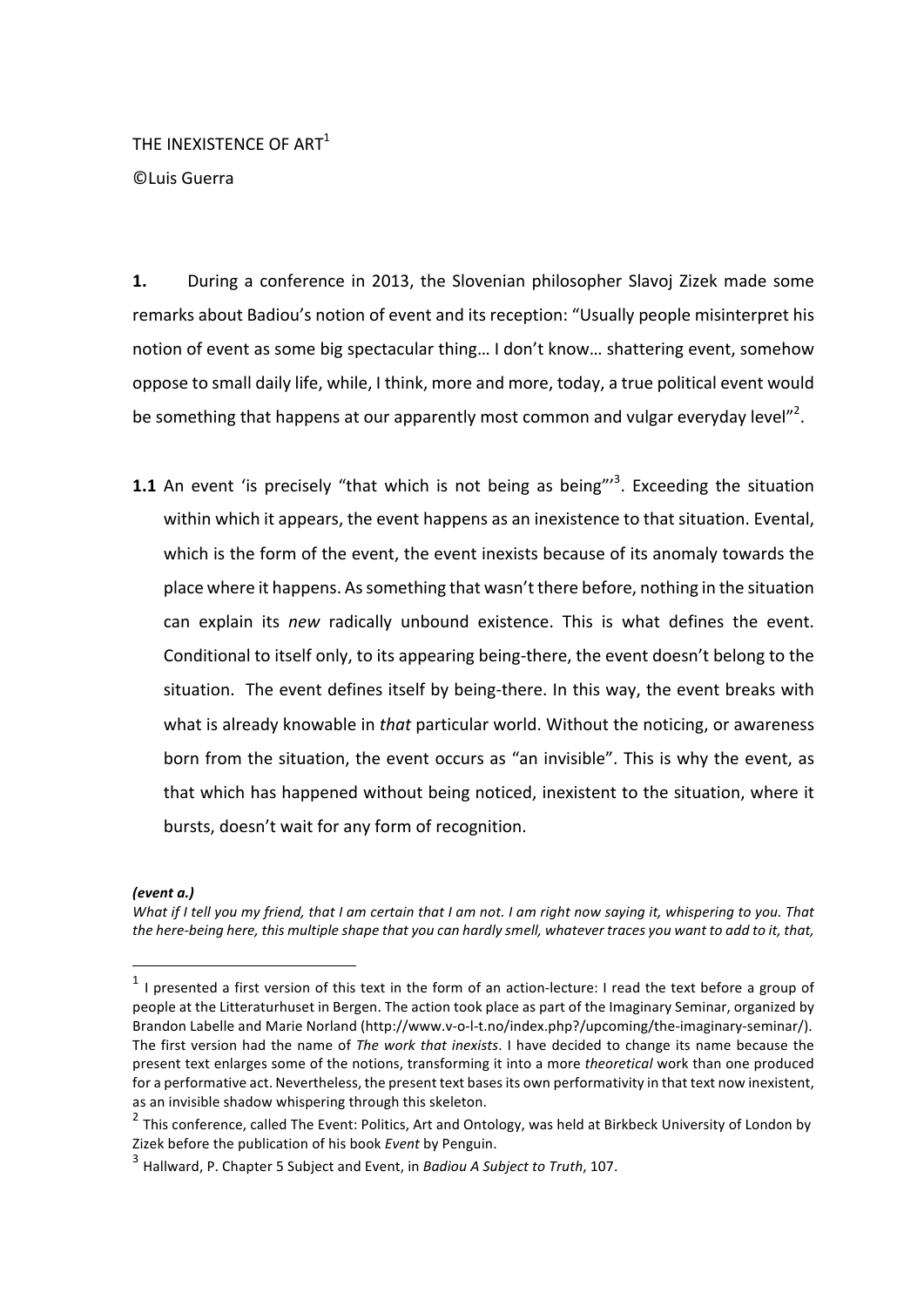THE INEXISTENCE OF ART[1]

©Luis Guerra

**1.** During a conference in 2013, the Slovenian philosopher Slavoj Zizek made some remarks about Badiou's notion of event and its reception: "Usually people misinterpret his notion of event as some big spectacular thing… I don't know… shattering event, somehow oppose to small daily life, while, I think, more and more, today, a true political event would be something that happens at our apparently most common and vulgar everyday level"[2].

**1.1** An event 'is precisely "that which is not being as being"'[3]. Exceeding the situation within which it appears, the event happens as an inexistence to that situation. Evental, which is the form of the event, the event inexists because of its anomaly towards the place where it happens. As something that wasn't there before, nothing in the situation can explain its *new* radically unbound existence. This is what defines the event. Conditional to itself only, to its appearing being-there, the event doesn't belong to the situation. The event defines itself by being-there. In this way, the event breaks with what is already knowable in *that* particular world. Without the noticing, or awareness born from the situation, the event occurs as "an invisible". This is why the event, as that which has happened without being noticed, inexistent to the situation, where it bursts, doesn't wait for any form of recognition.

***(event a.)***
*What if I tell you my friend, that I am certain that I am not. I am right now saying it, whispering to you. That the here-being here, this multiple shape that you can hardly smell, whatever traces you want to add to it, that,*

---

[1] I presented a first version of this text in the form of an action-lecture: I read the text before a group of people at the Litteraturhuset in Bergen. The action took place as part of the Imaginary Seminar, organized by Brandon Labelle and Marie Norland (http://www.v-o-l-t.no/index.php?/upcoming/the-imaginary-seminar/). The first version had the name of *The work that inexists*. I have decided to change its name because the present text enlarges some of the notions, transforming it into a more *theoretical* work than one produced for a performative act. Nevertheless, the present text bases its own performativity in that text now inexistent, as an invisible shadow whispering through this skeleton.

[2] This conference, called The Event: Politics, Art and Ontology, was held at Birkbeck University of London by Zizek before the publication of his book *Event* by Penguin.

[3] Hallward, P. Chapter 5 Subject and Event, in *Badiou A Subject to Truth*, 107.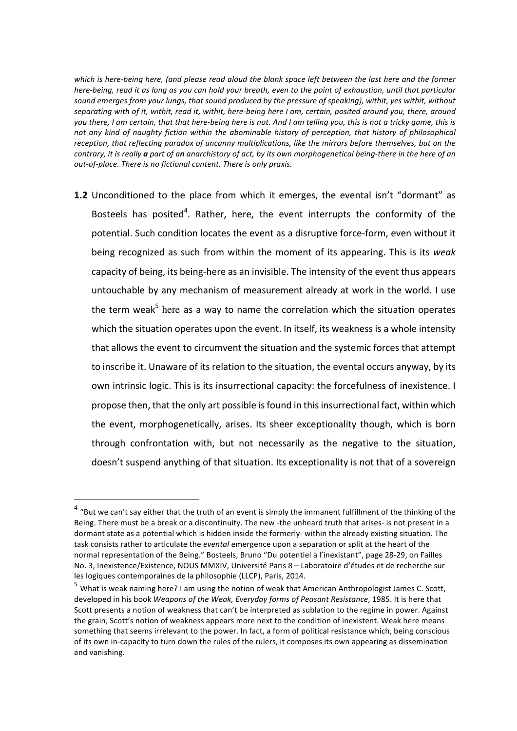*which is here-being here, (and please read aloud the blank space left between the last here and the former here-being, read it as long as you can hold your breath, even to the point of exhaustion, until that particular sound emerges from your lungs, that sound produced by the pressure of speaking), withit, yes withit, without separating with of it, withit, read it, withit, here-being here I am, certain, posited around you, there, around you there, I am certain, that that here-being here is not. And I am telling you, this is not a tricky game, this is not any kind of naughty fiction within the abominable history of perception, that history of philosophical reception, that reflecting paradox of uncanny multiplications, like the mirrors before themselves, but on the contrary, it is really **a** part of a**n** anarchistory of act, by its own morphogenetical being-there in the here of an out-of-place. There is no fictional content. There is only praxis.*

**1.2** Unconditioned to the place from which it emerges, the evental isn't "dormant" as Bosteels has posited[4]. Rather, here, the event interrupts the conformity of the potential. Such condition locates the event as a disruptive force-form, even without it being recognized as such from within the moment of its appearing. This is its *weak* capacity of being, its being-here as an invisible. The intensity of the event thus appears untouchable by any mechanism of measurement already at work in the world. I use the term weak[5] here as a way to name the correlation which the situation operates which the situation operates upon the event. In itself, its weakness is a whole intensity that allows the event to circumvent the situation and the systemic forces that attempt to inscribe it. Unaware of its relation to the situation, the evental occurs anyway, by its own intrinsic logic. This is its insurrectional capacity: the forcefulness of inexistence. I propose then, that the only art possible is found in this insurrectional fact, within which the event, morphogenetically, arises. Its sheer exceptionality though, which is born through confrontation with, but not necessarily as the negative to the situation, doesn't suspend anything of that situation. Its exceptionality is not that of a sovereign

---

[4] "But we can't say either that the truth of an event is simply the immanent fulfillment of the thinking of the Being. There must be a break or a discontinuity. The new -the unheard truth that arises- is not present in a dormant state as a potential which is hidden inside the formerly- within the already existing situation. The task consists rather to articulate the *evental* emergence upon a separation or split at the heart of the normal representation of the Being." Bosteels, Bruno "Du potentiel à l'inexistant", page 28-29, on Failles No. 3, Inexistence/Existence, NOUS MMXIV, Université Paris 8 – Laboratoire d'études et de recherche sur les logiques contemporaines de la philosophie (LLCP), Paris, 2014.

[5] What is weak naming here? I am using the notion of weak that American Anthropologist James C. Scott, developed in his book *Weapons of the Weak, Everyday forms of Peasant Resistance*, 1985. It is here that Scott presents a notion of weakness that can't be interpreted as sublation to the regime in power. Against the grain, Scott's notion of weakness appears more next to the condition of inexistent. Weak here means something that seems irrelevant to the power. In fact, a form of political resistance which, being conscious of its own in-capacity to turn down the rules of the rulers, it composes its own appearing as dissemination and vanishing.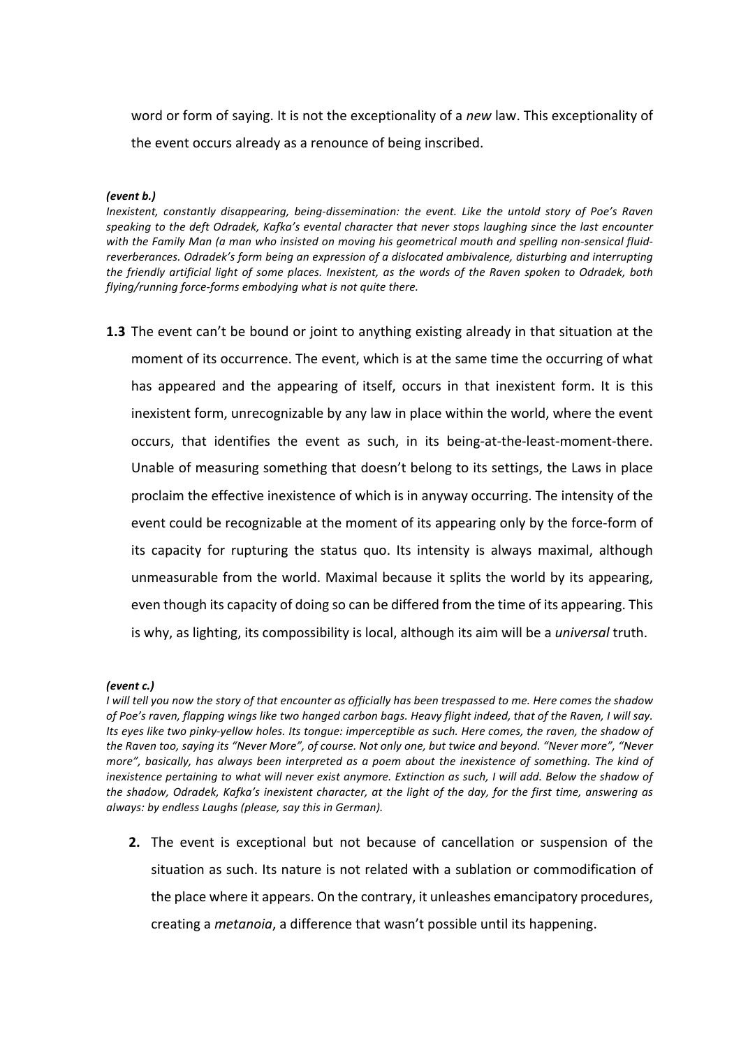word or form of saying. It is not the exceptionality of a *new* law. This exceptionality of the event occurs already as a renounce of being inscribed.

***(event b.)***

*Inexistent, constantly disappearing, being-dissemination: the event. Like the untold story of Poe's Raven speaking to the deft Odradek, Kafka's evental character that never stops laughing since the last encounter with the Family Man (a man who insisted on moving his geometrical mouth and spelling non-sensical fluid-reverberances. Odradek's form being an expression of a dislocated ambivalence, disturbing and interrupting the friendly artificial light of some places. Inexistent, as the words of the Raven spoken to Odradek, both flying/running force-forms embodying what is not quite there.*

**1.3** The event can't be bound or joint to anything existing already in that situation at the moment of its occurrence. The event, which is at the same time the occurring of what has appeared and the appearing of itself, occurs in that inexistent form. It is this inexistent form, unrecognizable by any law in place within the world, where the event occurs, that identifies the event as such, in its being-at-the-least-moment-there. Unable of measuring something that doesn't belong to its settings, the Laws in place proclaim the effective inexistence of which is in anyway occurring. The intensity of the event could be recognizable at the moment of its appearing only by the force-form of its capacity for rupturing the status quo. Its intensity is always maximal, although unmeasurable from the world. Maximal because it splits the world by its appearing, even though its capacity of doing so can be differed from the time of its appearing. This is why, as lighting, its compossibility is local, although its aim will be a *universal* truth.

***(event c.)***

*I will tell you now the story of that encounter as officially has been trespassed to me. Here comes the shadow of Poe's raven, flapping wings like two hanged carbon bags. Heavy flight indeed, that of the Raven, I will say. Its eyes like two pinky-yellow holes. Its tongue: imperceptible as such. Here comes, the raven, the shadow of the Raven too, saying its "Never More", of course. Not only one, but twice and beyond. "Never more", "Never more", basically, has always been interpreted as a poem about the inexistence of something. The kind of inexistence pertaining to what will never exist anymore. Extinction as such, I will add. Below the shadow of the shadow, Odradek, Kafka's inexistent character, at the light of the day, for the first time, answering as always: by endless Laughs (please, say this in German).*

**2.** The event is exceptional but not because of cancellation or suspension of the situation as such. Its nature is not related with a sublation or commodification of the place where it appears. On the contrary, it unleashes emancipatory procedures, creating a *metanoia*, a difference that wasn't possible until its happening.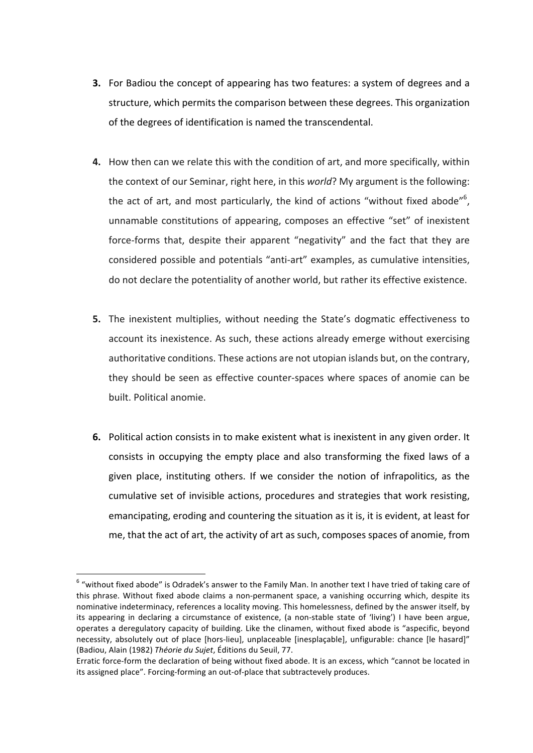3. For Badiou the concept of appearing has two features: a system of degrees and a structure, which permits the comparison between these degrees. This organization of the degrees of identification is named the transcendental.

4. How then can we relate this with the condition of art, and more specifically, within the context of our Seminar, right here, in this *world*? My argument is the following: the act of art, and most particularly, the kind of actions "without fixed abode"[6], unnamable constitutions of appearing, composes an effective "set" of inexistent force-forms that, despite their apparent "negativity" and the fact that they are considered possible and potentials "anti-art" examples, as cumulative intensities, do not declare the potentiality of another world, but rather its effective existence.

5. The inexistent multiplies, without needing the State's dogmatic effectiveness to account its inexistence. As such, these actions already emerge without exercising authoritative conditions. These actions are not utopian islands but, on the contrary, they should be seen as effective counter-spaces where spaces of anomie can be built. Political anomie.

6. Political action consists in to make existent what is inexistent in any given order. It consists in occupying the empty place and also transforming the fixed laws of a given place, instituting others. If we consider the notion of infrapolitics, as the cumulative set of invisible actions, procedures and strategies that work resisting, emancipating, eroding and countering the situation as it is, it is evident, at least for me, that the act of art, the activity of art as such, composes spaces of anomie, from

---

[6] "without fixed abode" is Odradek's answer to the Family Man. In another text I have tried of taking care of this phrase. Without fixed abode claims a non-permanent space, a vanishing occurring which, despite its nominative indeterminacy, references a locality moving. This homelessness, defined by the answer itself, by its appearing in declaring a circumstance of existence, (a non-stable state of 'living') I have been argue, operates a deregulatory capacity of building. Like the clinamen, without fixed abode is "aspecific, beyond necessity, absolutely out of place [hors-lieu], unplaceable [inesplaçable], unfigurable: chance [le hasard]" (Badiou, Alain (1982) *Théorie du Sujet*, Éditions du Seuil, 77.
Erratic force-form the declaration of being without fixed abode. It is an excess, which "cannot be located in its assigned place". Forcing-forming an out-of-place that subtractevely produces.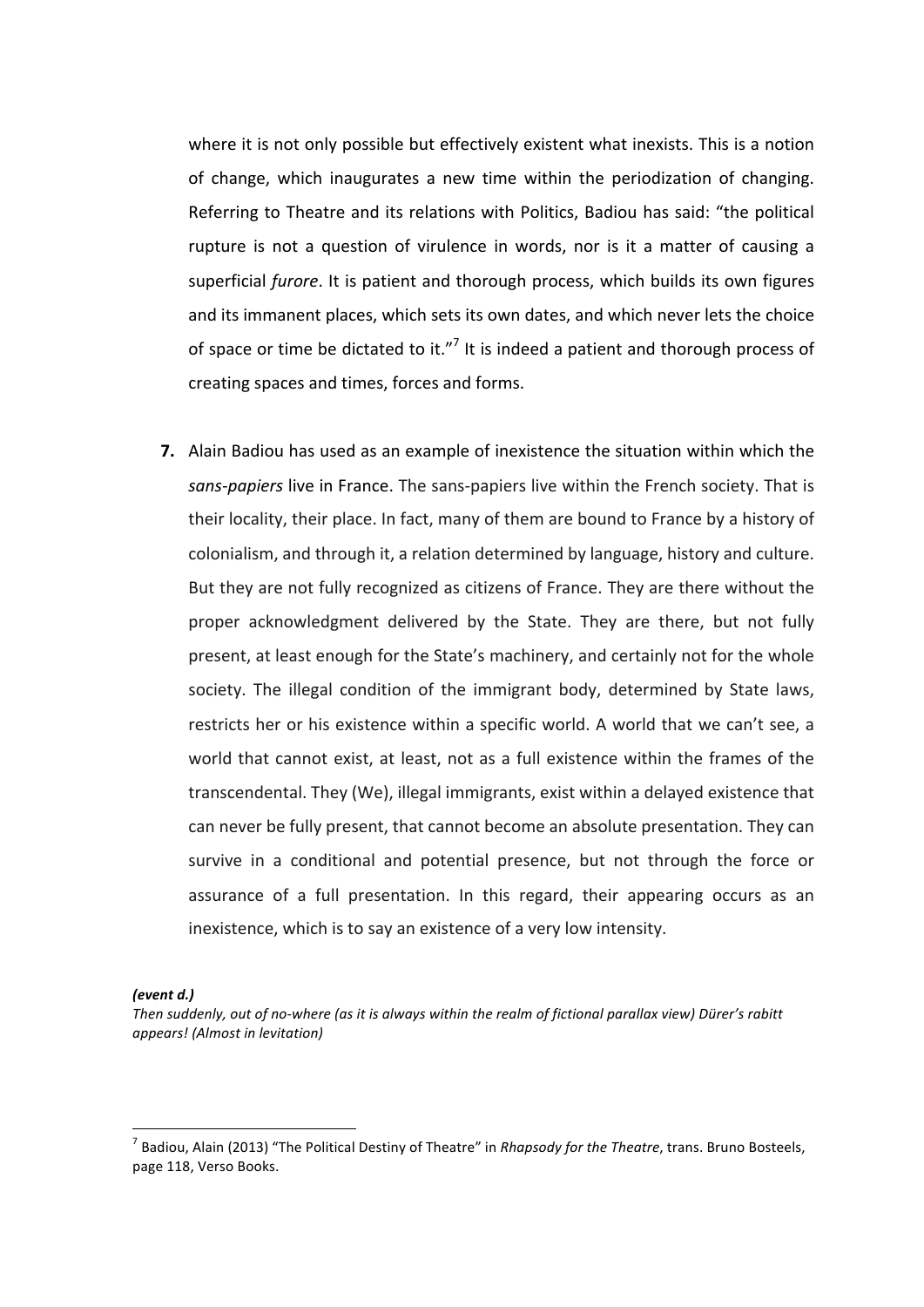where it is not only possible but effectively existent what inexists. This is a notion of change, which inaugurates a new time within the periodization of changing. Referring to Theatre and its relations with Politics, Badiou has said: "the political rupture is not a question of virulence in words, nor is it a matter of causing a superficial *furore*. It is patient and thorough process, which builds its own figures and its immanent places, which sets its own dates, and which never lets the choice of space or time be dictated to it."[7] It is indeed a patient and thorough process of creating spaces and times, forces and forms.

**7.** Alain Badiou has used as an example of inexistence the situation within which the *sans-papiers* live in France. The sans-papiers live within the French society. That is their locality, their place. In fact, many of them are bound to France by a history of colonialism, and through it, a relation determined by language, history and culture. But they are not fully recognized as citizens of France. They are there without the proper acknowledgment delivered by the State. They are there, but not fully present, at least enough for the State's machinery, and certainly not for the whole society. The illegal condition of the immigrant body, determined by State laws, restricts her or his existence within a specific world. A world that we can't see, a world that cannot exist, at least, not as a full existence within the frames of the transcendental. They (We), illegal immigrants, exist within a delayed existence that can never be fully present, that cannot become an absolute presentation. They can survive in a conditional and potential presence, but not through the force or assurance of a full presentation. In this regard, their appearing occurs as an inexistence, which is to say an existence of a very low intensity.

***(event d.)***
*Then suddenly, out of no-where (as it is always within the realm of fictional parallax view) Dürer's rabitt appears! (Almost in levitation)*

---

[7] Badiou, Alain (2013) "The Political Destiny of Theatre" in *Rhapsody for the Theatre*, trans. Bruno Bosteels, page 118, Verso Books.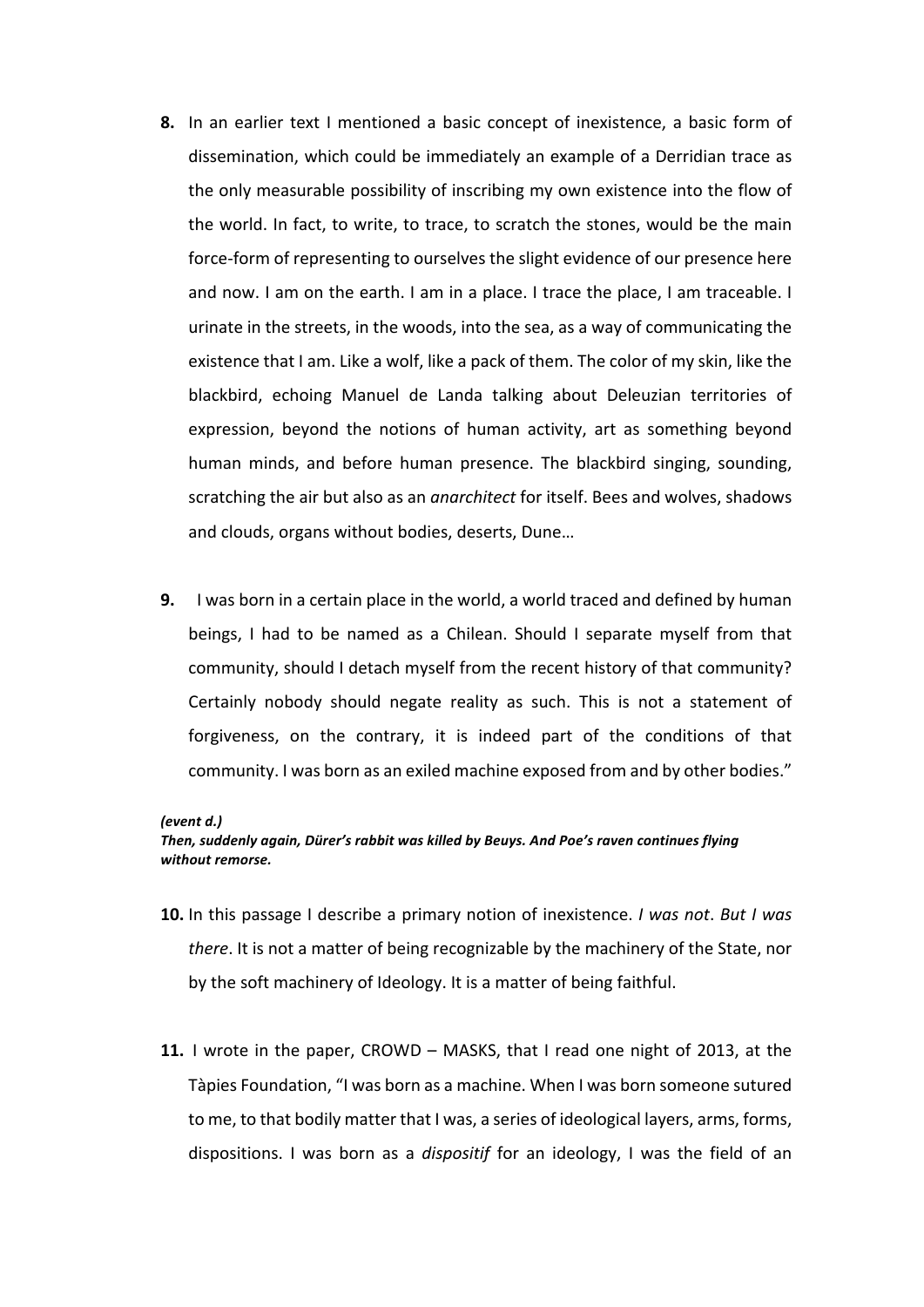**8.** In an earlier text I mentioned a basic concept of inexistence, a basic form of dissemination, which could be immediately an example of a Derridian trace as the only measurable possibility of inscribing my own existence into the flow of the world. In fact, to write, to trace, to scratch the stones, would be the main force-form of representing to ourselves the slight evidence of our presence here and now. I am on the earth. I am in a place. I trace the place, I am traceable. I urinate in the streets, in the woods, into the sea, as a way of communicating the existence that I am. Like a wolf, like a pack of them. The color of my skin, like the blackbird, echoing Manuel de Landa talking about Deleuzian territories of expression, beyond the notions of human activity, art as something beyond human minds, and before human presence. The blackbird singing, sounding, scratching the air but also as an *anarchitect* for itself. Bees and wolves, shadows and clouds, organs without bodies, deserts, Dune…

**9.** I was born in a certain place in the world, a world traced and defined by human beings, I had to be named as a Chilean. Should I separate myself from that community, should I detach myself from the recent history of that community? Certainly nobody should negate reality as such. This is not a statement of forgiveness, on the contrary, it is indeed part of the conditions of that community. I was born as an exiled machine exposed from and by other bodies."

***(event d.)***
***Then, suddenly again, Dürer's rabbit was killed by Beuys. And Poe's raven continues flying without remorse.***

**10.** In this passage I describe a primary notion of inexistence. *I was not*. *But I was there*. It is not a matter of being recognizable by the machinery of the State, nor by the soft machinery of Ideology. It is a matter of being faithful.

**11.** I wrote in the paper, CROWD – MASKS, that I read one night of 2013, at the Tàpies Foundation, "I was born as a machine. When I was born someone sutured to me, to that bodily matter that I was, a series of ideological layers, arms, forms, dispositions. I was born as a *dispositif* for an ideology, I was the field of an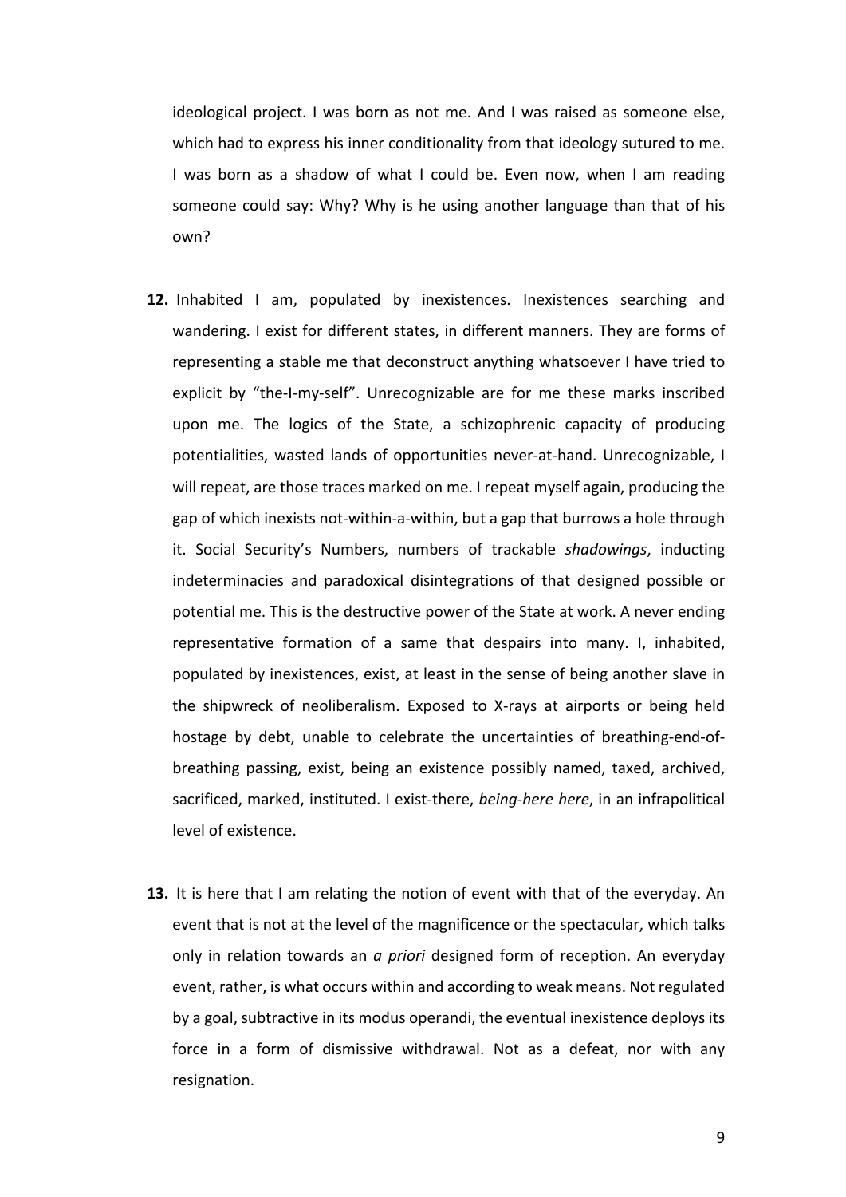ideological project. I was born as not me. And I was raised as someone else, which had to express his inner conditionality from that ideology sutured to me. I was born as a shadow of what I could be. Even now, when I am reading someone could say: Why? Why is he using another language than that of his own?

**12.** Inhabited I am, populated by inexistences. Inexistences searching and wandering. I exist for different states, in different manners. They are forms of representing a stable me that deconstruct anything whatsoever I have tried to explicit by "the-I-my-self". Unrecognizable are for me these marks inscribed upon me. The logics of the State, a schizophrenic capacity of producing potentialities, wasted lands of opportunities never-at-hand. Unrecognizable, I will repeat, are those traces marked on me. I repeat myself again, producing the gap of which inexists not-within-a-within, but a gap that burrows a hole through it. Social Security's Numbers, numbers of trackable *shadowings*, inducting indeterminacies and paradoxical disintegrations of that designed possible or potential me. This is the destructive power of the State at work. A never ending representative formation of a same that despairs into many. I, inhabited, populated by inexistences, exist, at least in the sense of being another slave in the shipwreck of neoliberalism. Exposed to X-rays at airports or being held hostage by debt, unable to celebrate the uncertainties of breathing-end-of-breathing passing, exist, being an existence possibly named, taxed, archived, sacrificed, marked, instituted. I exist-there, *being-here here*, in an infrapolitical level of existence.

**13.** It is here that I am relating the notion of event with that of the everyday. An event that is not at the level of the magnificence or the spectacular, which talks only in relation towards an *a priori* designed form of reception. An everyday event, rather, is what occurs within and according to weak means. Not regulated by a goal, subtractive in its modus operandi, the eventual inexistence deploys its force in a form of dismissive withdrawal. Not as a defeat, nor with any resignation.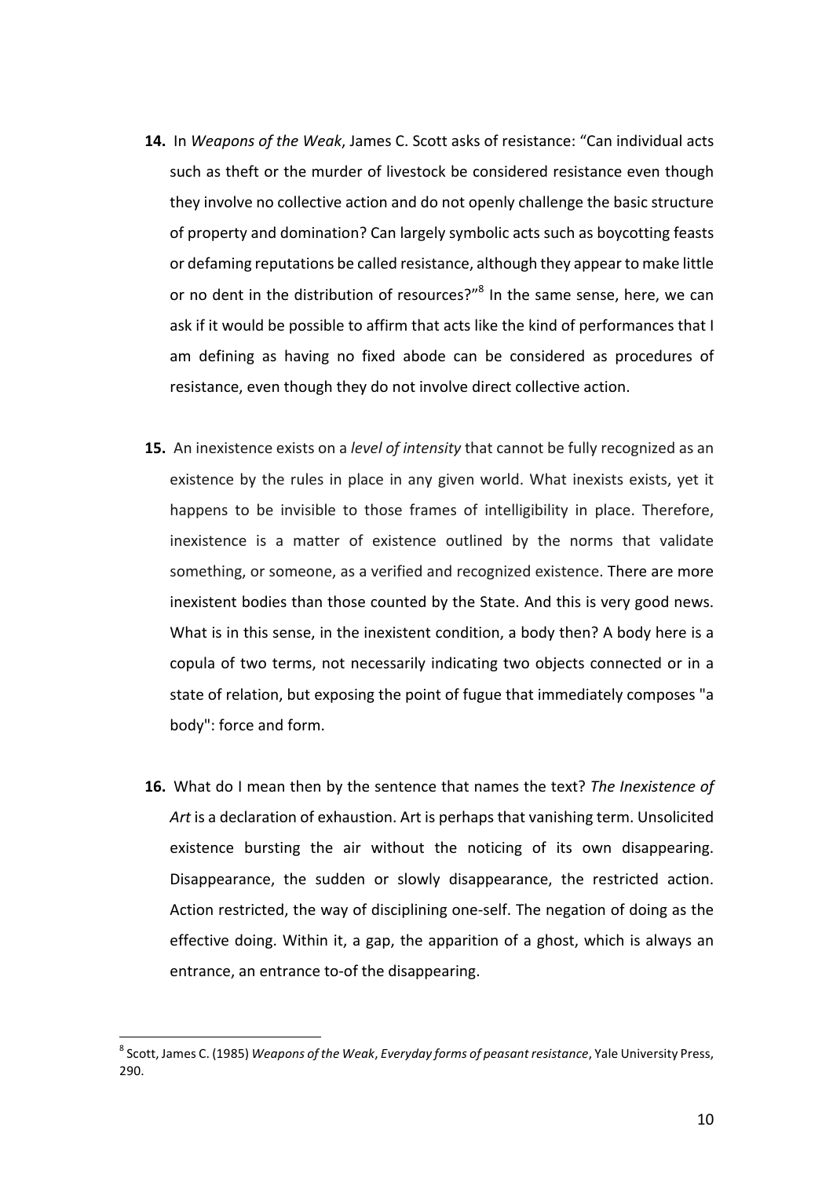**14.** In *Weapons of the Weak*, James C. Scott asks of resistance: "Can individual acts such as theft or the murder of livestock be considered resistance even though they involve no collective action and do not openly challenge the basic structure of property and domination? Can largely symbolic acts such as boycotting feasts or defaming reputations be called resistance, although they appear to make little or no dent in the distribution of resources?"[8] In the same sense, here, we can ask if it would be possible to affirm that acts like the kind of performances that I am defining as having no fixed abode can be considered as procedures of resistance, even though they do not involve direct collective action.

**15.** An inexistence exists on a *level of intensity* that cannot be fully recognized as an existence by the rules in place in any given world. What inexists exists, yet it happens to be invisible to those frames of intelligibility in place. Therefore, inexistence is a matter of existence outlined by the norms that validate something, or someone, as a verified and recognized existence. There are more inexistent bodies than those counted by the State. And this is very good news. What is in this sense, in the inexistent condition, a body then? A body here is a copula of two terms, not necessarily indicating two objects connected or in a state of relation, but exposing the point of fugue that immediately composes "a body": force and form.

**16.** What do I mean then by the sentence that names the text? *The Inexistence of Art* is a declaration of exhaustion. Art is perhaps that vanishing term. Unsolicited existence bursting the air without the noticing of its own disappearing. Disappearance, the sudden or slowly disappearance, the restricted action. Action restricted, the way of disciplining one-self. The negation of doing as the effective doing. Within it, a gap, the apparition of a ghost, which is always an entrance, an entrance to-of the disappearing.

---

[8] Scott, James C. (1985) *Weapons of the Weak*, *Everyday forms of peasant resistance*, Yale University Press, 290.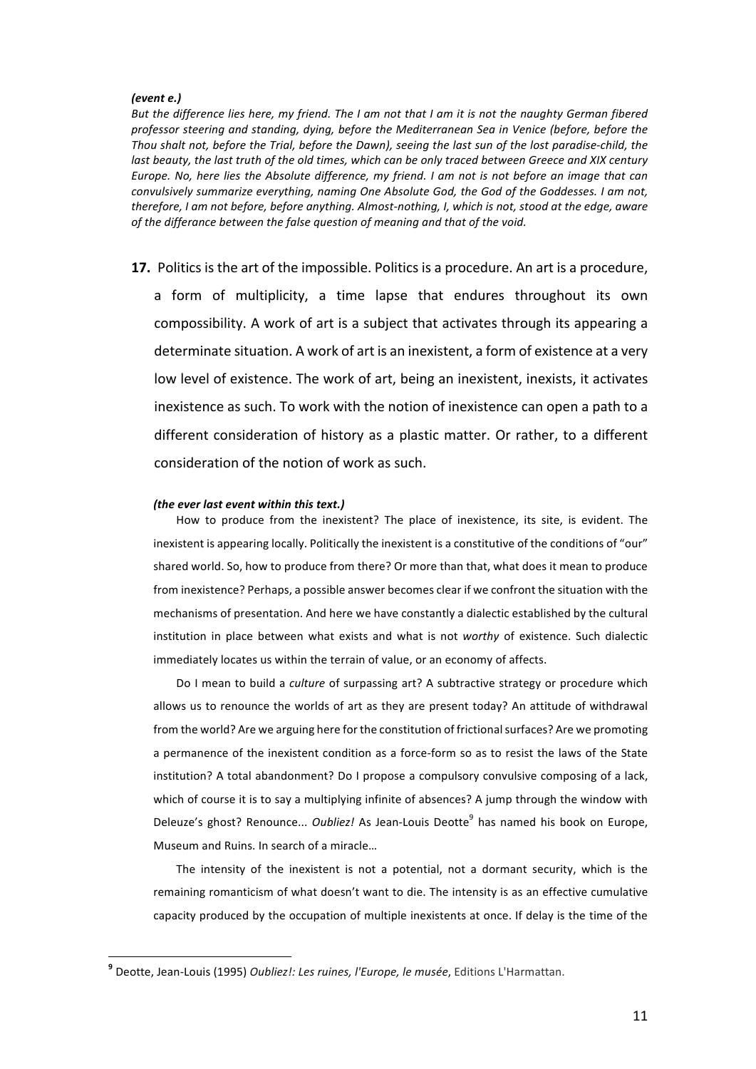***(event e.)***

*But the difference lies here, my friend. The I am not that I am it is not the naughty German fibered professor steering and standing, dying, before the Mediterranean Sea in Venice (before, before the Thou shalt not, before the Trial, before the Dawn), seeing the last sun of the lost paradise-child, the last beauty, the last truth of the old times, which can be only traced between Greece and XIX century Europe. No, here lies the Absolute difference, my friend. I am not is not before an image that can convulsively summarize everything, naming One Absolute God, the God of the Goddesses. I am not, therefore, I am not before, before anything. Almost-nothing, I, which is not, stood at the edge, aware of the differance between the false question of meaning and that of the void.*

**17.** Politics is the art of the impossible. Politics is a procedure. An art is a procedure, a form of multiplicity, a time lapse that endures throughout its own compossibility. A work of art is a subject that activates through its appearing a determinate situation. A work of art is an inexistent, a form of existence at a very low level of existence. The work of art, being an inexistent, inexists, it activates inexistence as such. To work with the notion of inexistence can open a path to a different consideration of history as a plastic matter. Or rather, to a different consideration of the notion of work as such.

***(the ever last event within this text.)***

How to produce from the inexistent? The place of inexistence, its site, is evident. The inexistent is appearing locally. Politically the inexistent is a constitutive of the conditions of "our" shared world. So, how to produce from there? Or more than that, what does it mean to produce from inexistence? Perhaps, a possible answer becomes clear if we confront the situation with the mechanisms of presentation. And here we have constantly a dialectic established by the cultural institution in place between what exists and what is not *worthy* of existence. Such dialectic immediately locates us within the terrain of value, or an economy of affects.

Do I mean to build a *culture* of surpassing art? A subtractive strategy or procedure which allows us to renounce the worlds of art as they are present today? An attitude of withdrawal from the world? Are we arguing here for the constitution of frictional surfaces? Are we promoting a permanence of the inexistent condition as a force-form so as to resist the laws of the State institution? A total abandonment? Do I propose a compulsory convulsive composing of a lack, which of course it is to say a multiplying infinite of absences? A jump through the window with Deleuze's ghost? Renounce... *Oubliez!* As Jean-Louis Deotte[9] has named his book on Europe, Museum and Ruins. In search of a miracle…

The intensity of the inexistent is not a potential, not a dormant security, which is the remaining romanticism of what doesn't want to die. The intensity is as an effective cumulative capacity produced by the occupation of multiple inexistents at once. If delay is the time of the

---

[9] Deotte, Jean-Louis (1995) *Oubliez!: Les ruines, l'Europe, le musée*, Editions L'Harmattan.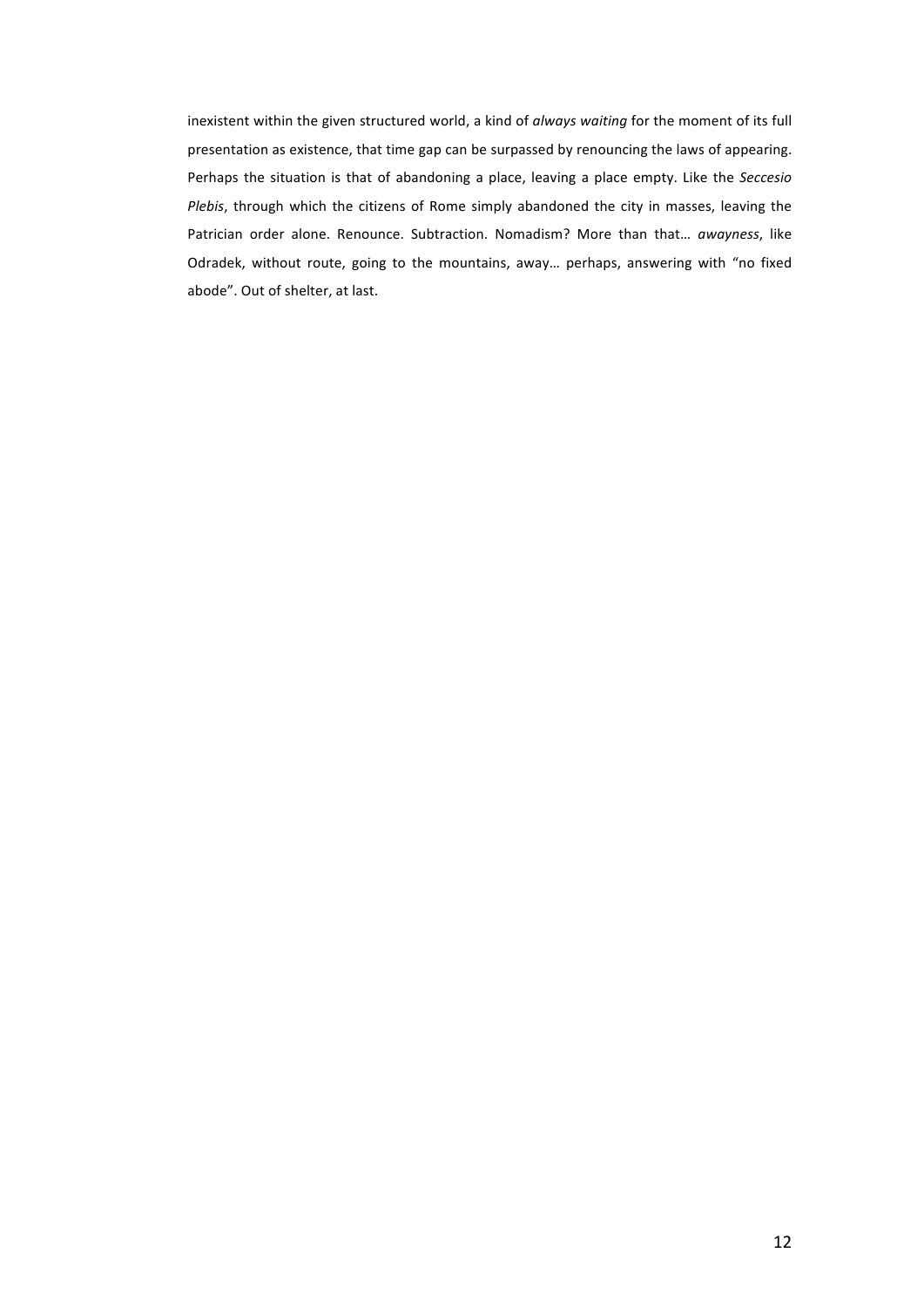inexistent within the given structured world, a kind of *always waiting* for the moment of its full presentation as existence, that time gap can be surpassed by renouncing the laws of appearing. Perhaps the situation is that of abandoning a place, leaving a place empty. Like the *Seccesio Plebis*, through which the citizens of Rome simply abandoned the city in masses, leaving the Patrician order alone. Renounce. Subtraction. Nomadism? More than that… *awayness*, like Odradek, without route, going to the mountains, away… perhaps, answering with "no fixed abode". Out of shelter, at last.